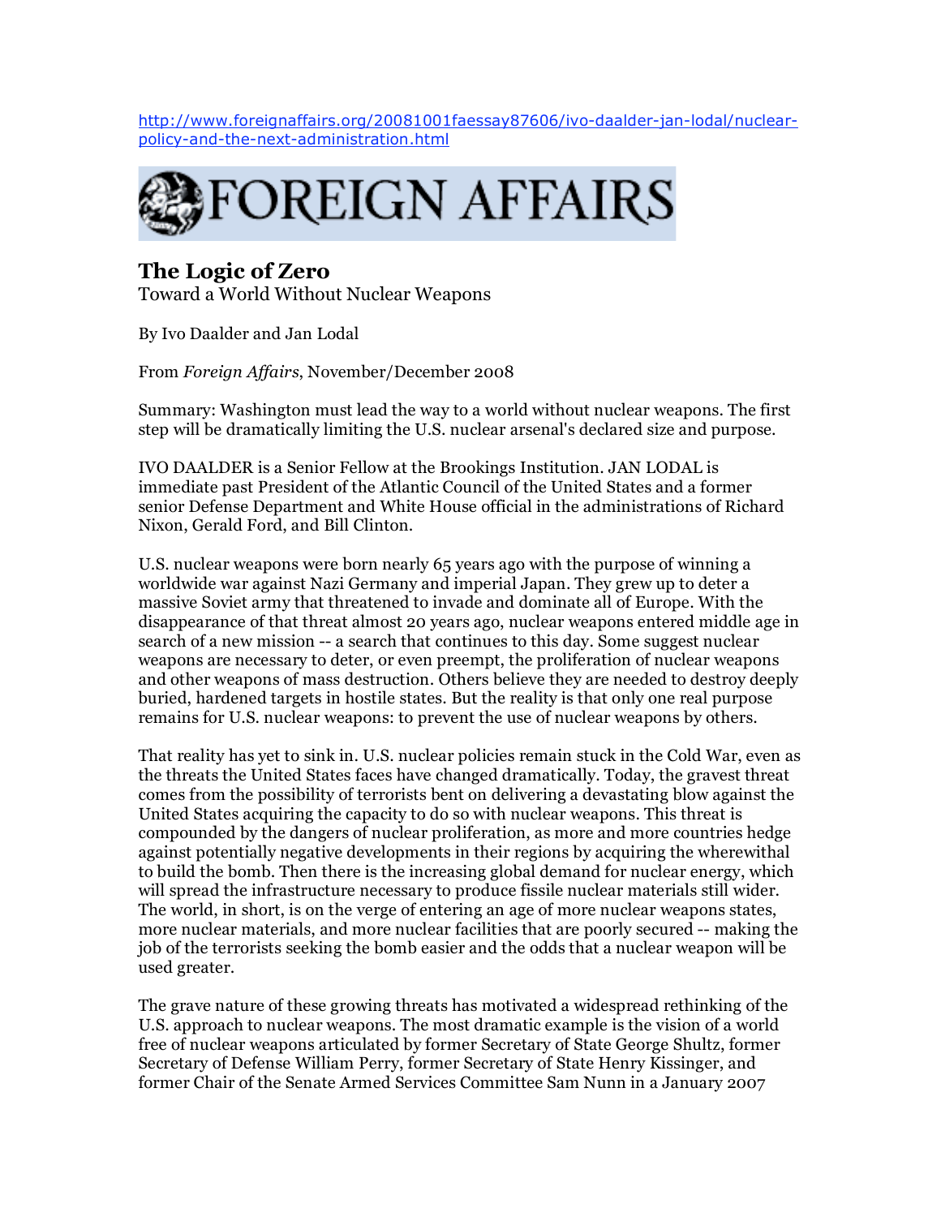http://www.foreignaffairs.org/20081001faessay87606/ivo-daalder-jan-lodal/nuclear-policy-and-the-next-administration.html

FOREIGN AFFAIRS

# The Logic of Zero

Toward a World Without Nuclear Weapons

By Ivo Daalder and Jan Lodal

From *Foreign Affairs*, November/December 2008

Summary: Washington must lead the way to a world without nuclear weapons. The first step will be dramatically limiting the U.S. nuclear arsenal's declared size and purpose.

IVO DAALDER is a Senior Fellow at the Brookings Institution. JAN LODAL is immediate past President of the Atlantic Council of the United States and a former senior Defense Department and White House official in the administrations of Richard Nixon, Gerald Ford, and Bill Clinton.

U.S. nuclear weapons were born nearly 65 years ago with the purpose of winning a worldwide war against Nazi Germany and imperial Japan. They grew up to deter a massive Soviet army that threatened to invade and dominate all of Europe. With the disappearance of that threat almost 20 years ago, nuclear weapons entered middle age in search of a new mission -- a search that continues to this day. Some suggest nuclear weapons are necessary to deter, or even preempt, the proliferation of nuclear weapons and other weapons of mass destruction. Others believe they are needed to destroy deeply buried, hardened targets in hostile states. But the reality is that only one real purpose remains for U.S. nuclear weapons: to prevent the use of nuclear weapons by others.

That reality has yet to sink in. U.S. nuclear policies remain stuck in the Cold War, even as the threats the United States faces have changed dramatically. Today, the gravest threat comes from the possibility of terrorists bent on delivering a devastating blow against the United States acquiring the capacity to do so with nuclear weapons. This threat is compounded by the dangers of nuclear proliferation, as more and more countries hedge against potentially negative developments in their regions by acquiring the wherewithal to build the bomb. Then there is the increasing global demand for nuclear energy, which will spread the infrastructure necessary to produce fissile nuclear materials still wider. The world, in short, is on the verge of entering an age of more nuclear weapons states, more nuclear materials, and more nuclear facilities that are poorly secured -- making the job of the terrorists seeking the bomb easier and the odds that a nuclear weapon will be used greater.

The grave nature of these growing threats has motivated a widespread rethinking of the U.S. approach to nuclear weapons. The most dramatic example is the vision of a world free of nuclear weapons articulated by former Secretary of State George Shultz, former Secretary of Defense William Perry, former Secretary of State Henry Kissinger, and former Chair of the Senate Armed Services Committee Sam Nunn in a January 2007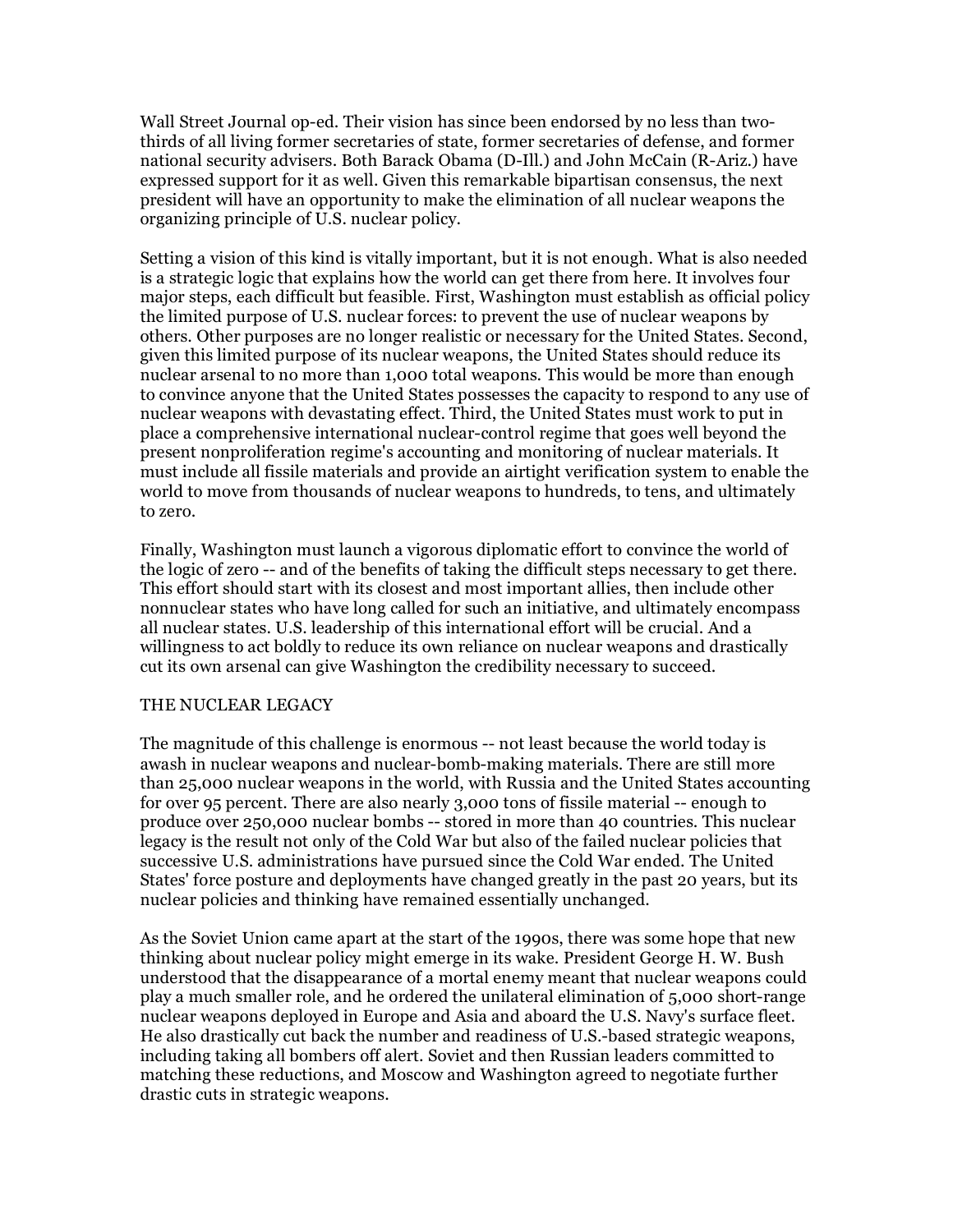Wall Street Journal op-ed. Their vision has since been endorsed by no less than two-thirds of all living former secretaries of state, former secretaries of defense, and former national security advisers. Both Barack Obama (D-Ill.) and John McCain (R-Ariz.) have expressed support for it as well. Given this remarkable bipartisan consensus, the next president will have an opportunity to make the elimination of all nuclear weapons the organizing principle of U.S. nuclear policy.

Setting a vision of this kind is vitally important, but it is not enough. What is also needed is a strategic logic that explains how the world can get there from here. It involves four major steps, each difficult but feasible. First, Washington must establish as official policy the limited purpose of U.S. nuclear forces: to prevent the use of nuclear weapons by others. Other purposes are no longer realistic or necessary for the United States. Second, given this limited purpose of its nuclear weapons, the United States should reduce its nuclear arsenal to no more than 1,000 total weapons. This would be more than enough to convince anyone that the United States possesses the capacity to respond to any use of nuclear weapons with devastating effect. Third, the United States must work to put in place a comprehensive international nuclear-control regime that goes well beyond the present nonproliferation regime's accounting and monitoring of nuclear materials. It must include all fissile materials and provide an airtight verification system to enable the world to move from thousands of nuclear weapons to hundreds, to tens, and ultimately to zero.

Finally, Washington must launch a vigorous diplomatic effort to convince the world of the logic of zero -- and of the benefits of taking the difficult steps necessary to get there. This effort should start with its closest and most important allies, then include other nonnuclear states who have long called for such an initiative, and ultimately encompass all nuclear states. U.S. leadership of this international effort will be crucial. And a willingness to act boldly to reduce its own reliance on nuclear weapons and drastically cut its own arsenal can give Washington the credibility necessary to succeed.

## THE NUCLEAR LEGACY

The magnitude of this challenge is enormous -- not least because the world today is awash in nuclear weapons and nuclear-bomb-making materials. There are still more than 25,000 nuclear weapons in the world, with Russia and the United States accounting for over 95 percent. There are also nearly 3,000 tons of fissile material -- enough to produce over 250,000 nuclear bombs -- stored in more than 40 countries. This nuclear legacy is the result not only of the Cold War but also of the failed nuclear policies that successive U.S. administrations have pursued since the Cold War ended. The United States' force posture and deployments have changed greatly in the past 20 years, but its nuclear policies and thinking have remained essentially unchanged.

As the Soviet Union came apart at the start of the 1990s, there was some hope that new thinking about nuclear policy might emerge in its wake. President George H. W. Bush understood that the disappearance of a mortal enemy meant that nuclear weapons could play a much smaller role, and he ordered the unilateral elimination of 5,000 short-range nuclear weapons deployed in Europe and Asia and aboard the U.S. Navy's surface fleet. He also drastically cut back the number and readiness of U.S.-based strategic weapons, including taking all bombers off alert. Soviet and then Russian leaders committed to matching these reductions, and Moscow and Washington agreed to negotiate further drastic cuts in strategic weapons.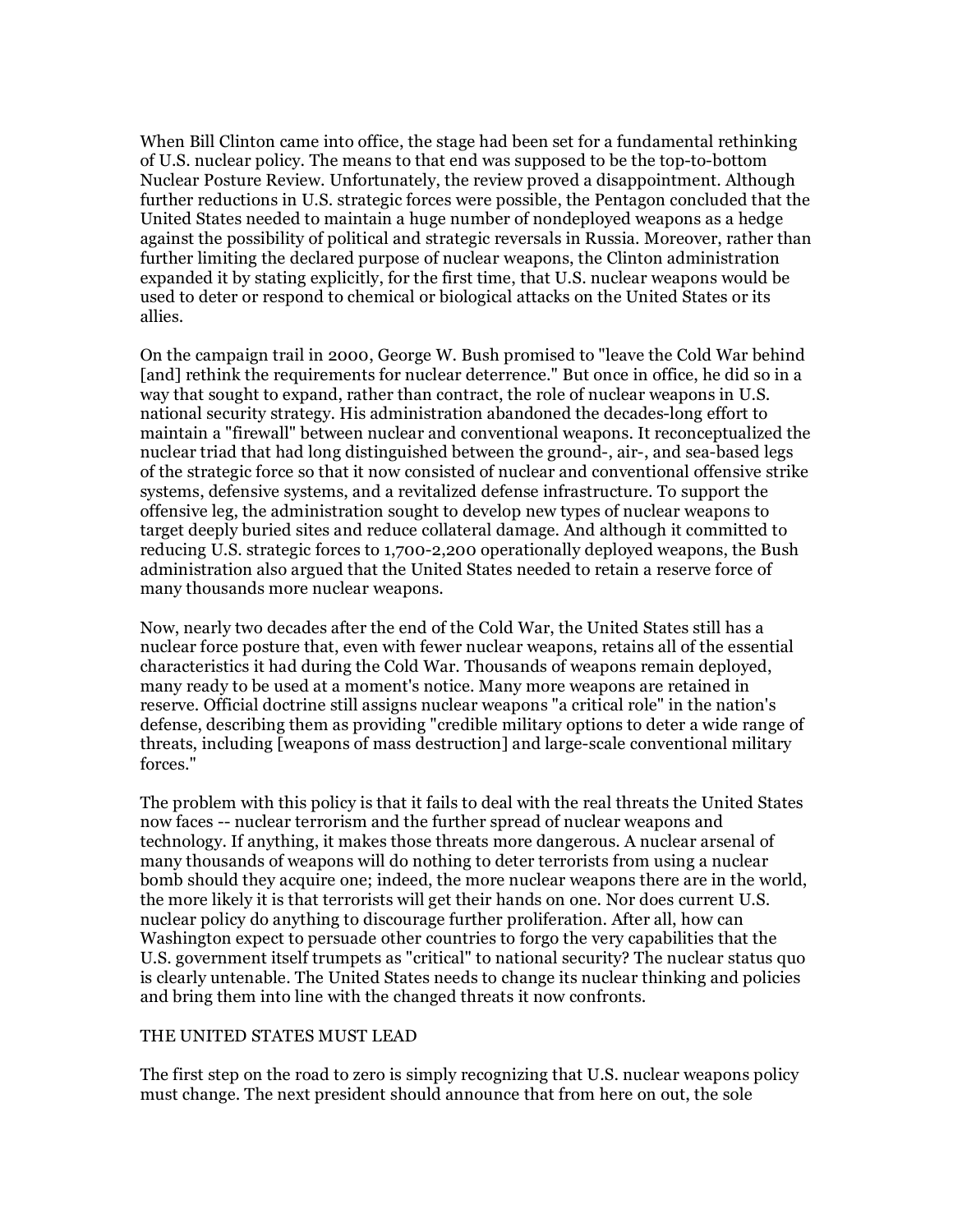When Bill Clinton came into office, the stage had been set for a fundamental rethinking of U.S. nuclear policy. The means to that end was supposed to be the top-to-bottom Nuclear Posture Review. Unfortunately, the review proved a disappointment. Although further reductions in U.S. strategic forces were possible, the Pentagon concluded that the United States needed to maintain a huge number of nondeployed weapons as a hedge against the possibility of political and strategic reversals in Russia. Moreover, rather than further limiting the declared purpose of nuclear weapons, the Clinton administration expanded it by stating explicitly, for the first time, that U.S. nuclear weapons would be used to deter or respond to chemical or biological attacks on the United States or its allies.

On the campaign trail in 2000, George W. Bush promised to "leave the Cold War behind [and] rethink the requirements for nuclear deterrence." But once in office, he did so in a way that sought to expand, rather than contract, the role of nuclear weapons in U.S. national security strategy. His administration abandoned the decades-long effort to maintain a "firewall" between nuclear and conventional weapons. It reconceptualized the nuclear triad that had long distinguished between the ground-, air-, and sea-based legs of the strategic force so that it now consisted of nuclear and conventional offensive strike systems, defensive systems, and a revitalized defense infrastructure. To support the offensive leg, the administration sought to develop new types of nuclear weapons to target deeply buried sites and reduce collateral damage. And although it committed to reducing U.S. strategic forces to 1,700-2,200 operationally deployed weapons, the Bush administration also argued that the United States needed to retain a reserve force of many thousands more nuclear weapons.

Now, nearly two decades after the end of the Cold War, the United States still has a nuclear force posture that, even with fewer nuclear weapons, retains all of the essential characteristics it had during the Cold War. Thousands of weapons remain deployed, many ready to be used at a moment's notice. Many more weapons are retained in reserve. Official doctrine still assigns nuclear weapons "a critical role" in the nation's defense, describing them as providing "credible military options to deter a wide range of threats, including [weapons of mass destruction] and large-scale conventional military forces."

The problem with this policy is that it fails to deal with the real threats the United States now faces -- nuclear terrorism and the further spread of nuclear weapons and technology. If anything, it makes those threats more dangerous. A nuclear arsenal of many thousands of weapons will do nothing to deter terrorists from using a nuclear bomb should they acquire one; indeed, the more nuclear weapons there are in the world, the more likely it is that terrorists will get their hands on one. Nor does current U.S. nuclear policy do anything to discourage further proliferation. After all, how can Washington expect to persuade other countries to forgo the very capabilities that the U.S. government itself trumpets as "critical" to national security? The nuclear status quo is clearly untenable. The United States needs to change its nuclear thinking and policies and bring them into line with the changed threats it now confronts.

## THE UNITED STATES MUST LEAD

The first step on the road to zero is simply recognizing that U.S. nuclear weapons policy must change. The next president should announce that from here on out, the sole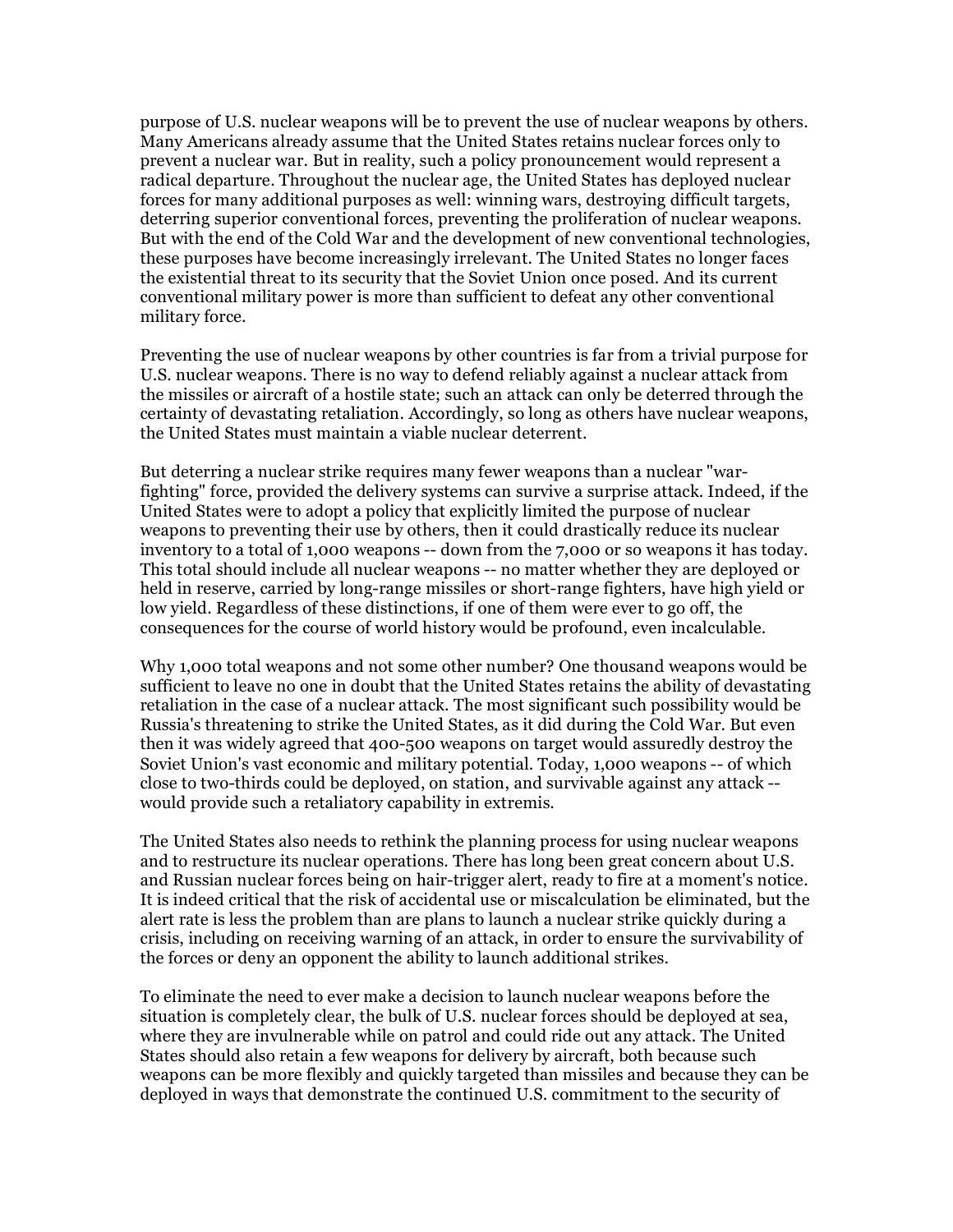purpose of U.S. nuclear weapons will be to prevent the use of nuclear weapons by others. Many Americans already assume that the United States retains nuclear forces only to prevent a nuclear war. But in reality, such a policy pronouncement would represent a radical departure. Throughout the nuclear age, the United States has deployed nuclear forces for many additional purposes as well: winning wars, destroying difficult targets, deterring superior conventional forces, preventing the proliferation of nuclear weapons. But with the end of the Cold War and the development of new conventional technologies, these purposes have become increasingly irrelevant. The United States no longer faces the existential threat to its security that the Soviet Union once posed. And its current conventional military power is more than sufficient to defeat any other conventional military force.

Preventing the use of nuclear weapons by other countries is far from a trivial purpose for U.S. nuclear weapons. There is no way to defend reliably against a nuclear attack from the missiles or aircraft of a hostile state; such an attack can only be deterred through the certainty of devastating retaliation. Accordingly, so long as others have nuclear weapons, the United States must maintain a viable nuclear deterrent.

But deterring a nuclear strike requires many fewer weapons than a nuclear "war-fighting" force, provided the delivery systems can survive a surprise attack. Indeed, if the United States were to adopt a policy that explicitly limited the purpose of nuclear weapons to preventing their use by others, then it could drastically reduce its nuclear inventory to a total of 1,000 weapons -- down from the 7,000 or so weapons it has today. This total should include all nuclear weapons -- no matter whether they are deployed or held in reserve, carried by long-range missiles or short-range fighters, have high yield or low yield. Regardless of these distinctions, if one of them were ever to go off, the consequences for the course of world history would be profound, even incalculable.

Why 1,000 total weapons and not some other number? One thousand weapons would be sufficient to leave no one in doubt that the United States retains the ability of devastating retaliation in the case of a nuclear attack. The most significant such possibility would be Russia's threatening to strike the United States, as it did during the Cold War. But even then it was widely agreed that 400-500 weapons on target would assuredly destroy the Soviet Union's vast economic and military potential. Today, 1,000 weapons -- of which close to two-thirds could be deployed, on station, and survivable against any attack -- would provide such a retaliatory capability in extremis.

The United States also needs to rethink the planning process for using nuclear weapons and to restructure its nuclear operations. There has long been great concern about U.S. and Russian nuclear forces being on hair-trigger alert, ready to fire at a moment's notice. It is indeed critical that the risk of accidental use or miscalculation be eliminated, but the alert rate is less the problem than are plans to launch a nuclear strike quickly during a crisis, including on receiving warning of an attack, in order to ensure the survivability of the forces or deny an opponent the ability to launch additional strikes.

To eliminate the need to ever make a decision to launch nuclear weapons before the situation is completely clear, the bulk of U.S. nuclear forces should be deployed at sea, where they are invulnerable while on patrol and could ride out any attack. The United States should also retain a few weapons for delivery by aircraft, both because such weapons can be more flexibly and quickly targeted than missiles and because they can be deployed in ways that demonstrate the continued U.S. commitment to the security of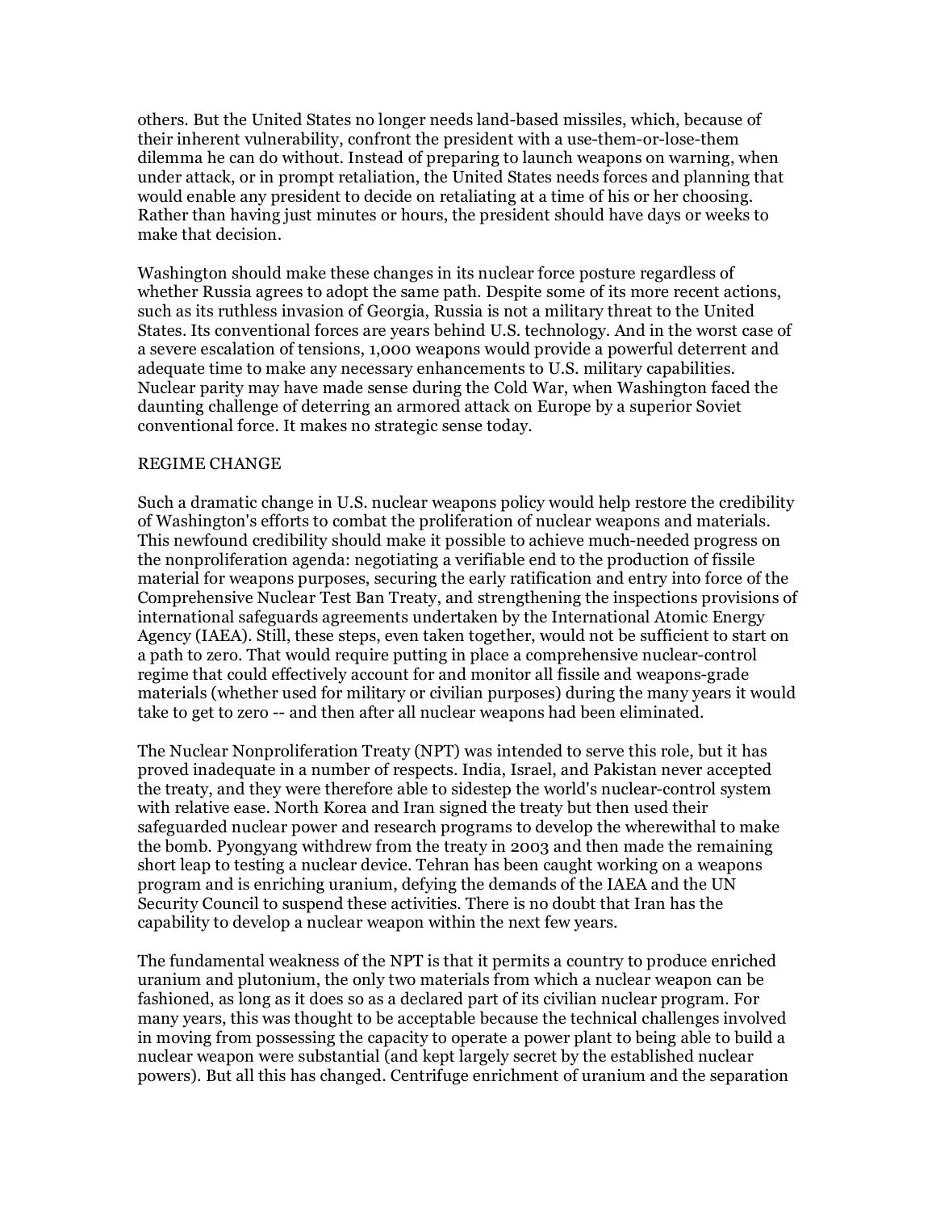others. But the United States no longer needs land-based missiles, which, because of their inherent vulnerability, confront the president with a use-them-or-lose-them dilemma he can do without. Instead of preparing to launch weapons on warning, when under attack, or in prompt retaliation, the United States needs forces and planning that would enable any president to decide on retaliating at a time of his or her choosing. Rather than having just minutes or hours, the president should have days or weeks to make that decision.

Washington should make these changes in its nuclear force posture regardless of whether Russia agrees to adopt the same path. Despite some of its more recent actions, such as its ruthless invasion of Georgia, Russia is not a military threat to the United States. Its conventional forces are years behind U.S. technology. And in the worst case of a severe escalation of tensions, 1,000 weapons would provide a powerful deterrent and adequate time to make any necessary enhancements to U.S. military capabilities. Nuclear parity may have made sense during the Cold War, when Washington faced the daunting challenge of deterring an armored attack on Europe by a superior Soviet conventional force. It makes no strategic sense today.

## REGIME CHANGE

Such a dramatic change in U.S. nuclear weapons policy would help restore the credibility of Washington's efforts to combat the proliferation of nuclear weapons and materials. This newfound credibility should make it possible to achieve much-needed progress on the nonproliferation agenda: negotiating a verifiable end to the production of fissile material for weapons purposes, securing the early ratification and entry into force of the Comprehensive Nuclear Test Ban Treaty, and strengthening the inspections provisions of international safeguards agreements undertaken by the International Atomic Energy Agency (IAEA). Still, these steps, even taken together, would not be sufficient to start on a path to zero. That would require putting in place a comprehensive nuclear-control regime that could effectively account for and monitor all fissile and weapons-grade materials (whether used for military or civilian purposes) during the many years it would take to get to zero -- and then after all nuclear weapons had been eliminated.

The Nuclear Nonproliferation Treaty (NPT) was intended to serve this role, but it has proved inadequate in a number of respects. India, Israel, and Pakistan never accepted the treaty, and they were therefore able to sidestep the world's nuclear-control system with relative ease. North Korea and Iran signed the treaty but then used their safeguarded nuclear power and research programs to develop the wherewithal to make the bomb. Pyongyang withdrew from the treaty in 2003 and then made the remaining short leap to testing a nuclear device. Tehran has been caught working on a weapons program and is enriching uranium, defying the demands of the IAEA and the UN Security Council to suspend these activities. There is no doubt that Iran has the capability to develop a nuclear weapon within the next few years.

The fundamental weakness of the NPT is that it permits a country to produce enriched uranium and plutonium, the only two materials from which a nuclear weapon can be fashioned, as long as it does so as a declared part of its civilian nuclear program. For many years, this was thought to be acceptable because the technical challenges involved in moving from possessing the capacity to operate a power plant to being able to build a nuclear weapon were substantial (and kept largely secret by the established nuclear powers). But all this has changed. Centrifuge enrichment of uranium and the separation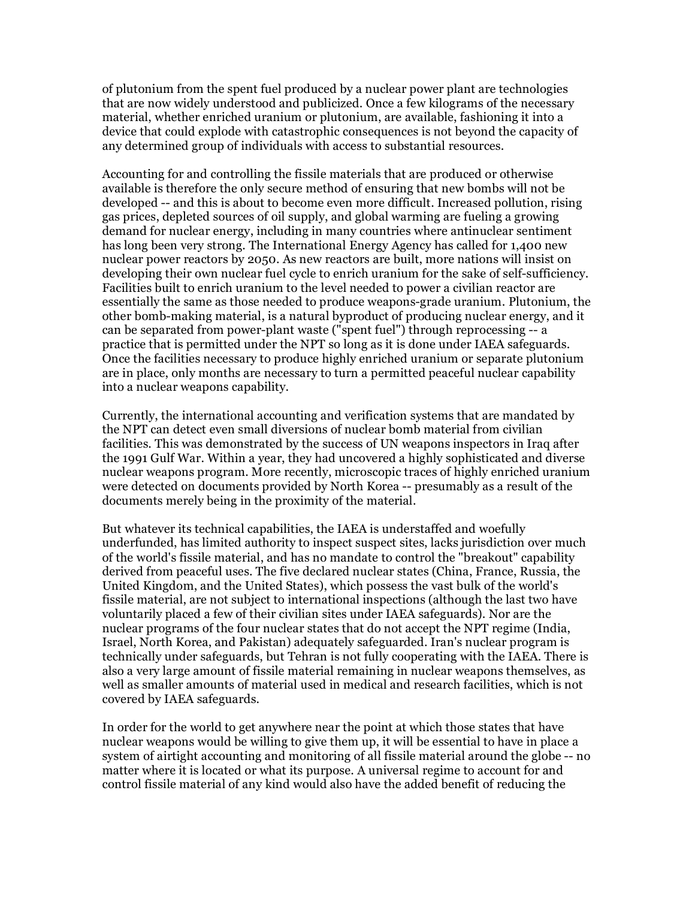of plutonium from the spent fuel produced by a nuclear power plant are technologies that are now widely understood and publicized. Once a few kilograms of the necessary material, whether enriched uranium or plutonium, are available, fashioning it into a device that could explode with catastrophic consequences is not beyond the capacity of any determined group of individuals with access to substantial resources.

Accounting for and controlling the fissile materials that are produced or otherwise available is therefore the only secure method of ensuring that new bombs will not be developed -- and this is about to become even more difficult. Increased pollution, rising gas prices, depleted sources of oil supply, and global warming are fueling a growing demand for nuclear energy, including in many countries where antinuclear sentiment has long been very strong. The International Energy Agency has called for 1,400 new nuclear power reactors by 2050. As new reactors are built, more nations will insist on developing their own nuclear fuel cycle to enrich uranium for the sake of self-sufficiency. Facilities built to enrich uranium to the level needed to power a civilian reactor are essentially the same as those needed to produce weapons-grade uranium. Plutonium, the other bomb-making material, is a natural byproduct of producing nuclear energy, and it can be separated from power-plant waste ("spent fuel") through reprocessing -- a practice that is permitted under the NPT so long as it is done under IAEA safeguards. Once the facilities necessary to produce highly enriched uranium or separate plutonium are in place, only months are necessary to turn a permitted peaceful nuclear capability into a nuclear weapons capability.

Currently, the international accounting and verification systems that are mandated by the NPT can detect even small diversions of nuclear bomb material from civilian facilities. This was demonstrated by the success of UN weapons inspectors in Iraq after the 1991 Gulf War. Within a year, they had uncovered a highly sophisticated and diverse nuclear weapons program. More recently, microscopic traces of highly enriched uranium were detected on documents provided by North Korea -- presumably as a result of the documents merely being in the proximity of the material.

But whatever its technical capabilities, the IAEA is understaffed and woefully underfunded, has limited authority to inspect suspect sites, lacks jurisdiction over much of the world's fissile material, and has no mandate to control the "breakout" capability derived from peaceful uses. The five declared nuclear states (China, France, Russia, the United Kingdom, and the United States), which possess the vast bulk of the world's fissile material, are not subject to international inspections (although the last two have voluntarily placed a few of their civilian sites under IAEA safeguards). Nor are the nuclear programs of the four nuclear states that do not accept the NPT regime (India, Israel, North Korea, and Pakistan) adequately safeguarded. Iran's nuclear program is technically under safeguards, but Tehran is not fully cooperating with the IAEA. There is also a very large amount of fissile material remaining in nuclear weapons themselves, as well as smaller amounts of material used in medical and research facilities, which is not covered by IAEA safeguards.

In order for the world to get anywhere near the point at which those states that have nuclear weapons would be willing to give them up, it will be essential to have in place a system of airtight accounting and monitoring of all fissile material around the globe -- no matter where it is located or what its purpose. A universal regime to account for and control fissile material of any kind would also have the added benefit of reducing the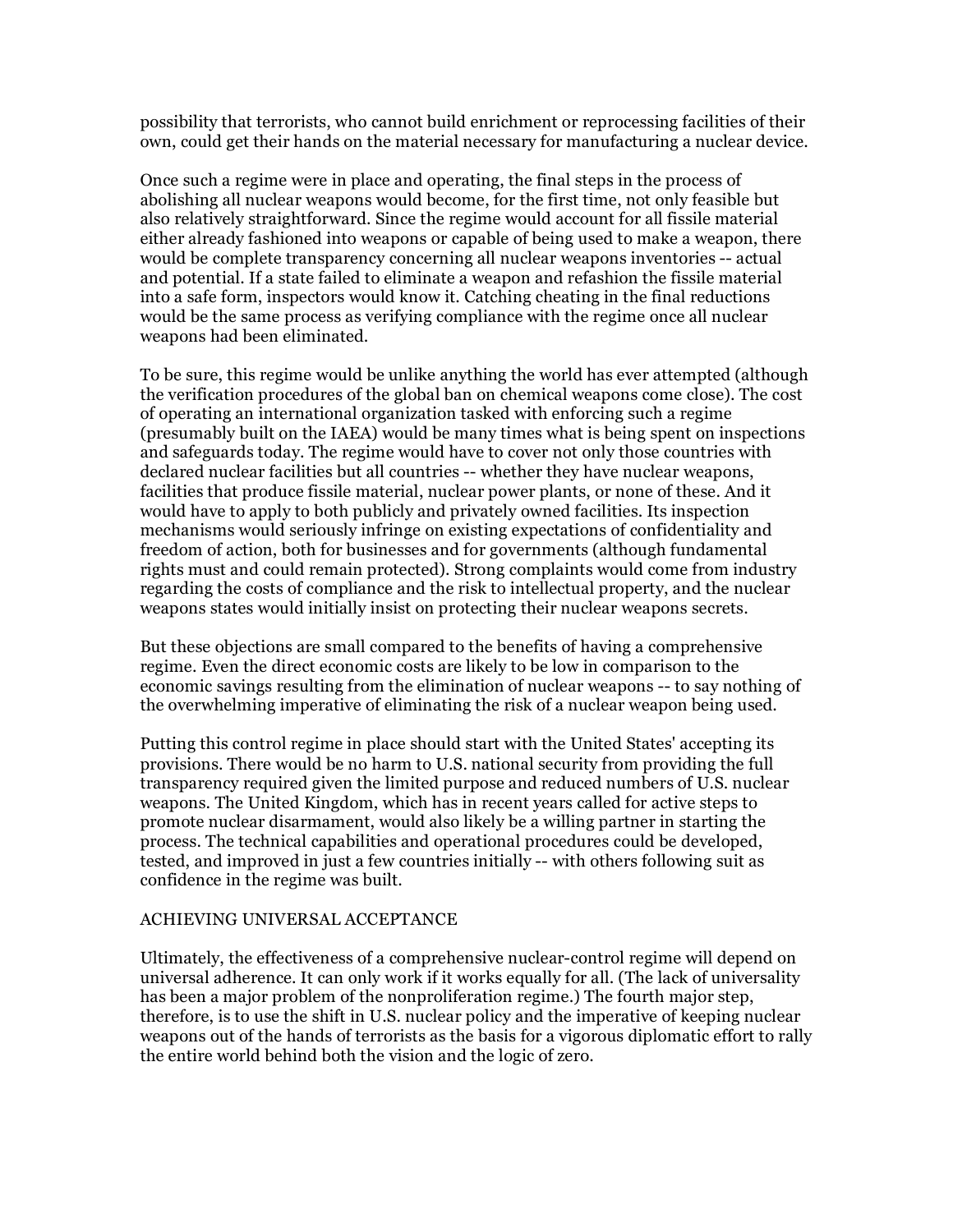possibility that terrorists, who cannot build enrichment or reprocessing facilities of their own, could get their hands on the material necessary for manufacturing a nuclear device.

Once such a regime were in place and operating, the final steps in the process of abolishing all nuclear weapons would become, for the first time, not only feasible but also relatively straightforward. Since the regime would account for all fissile material either already fashioned into weapons or capable of being used to make a weapon, there would be complete transparency concerning all nuclear weapons inventories -- actual and potential. If a state failed to eliminate a weapon and refashion the fissile material into a safe form, inspectors would know it. Catching cheating in the final reductions would be the same process as verifying compliance with the regime once all nuclear weapons had been eliminated.

To be sure, this regime would be unlike anything the world has ever attempted (although the verification procedures of the global ban on chemical weapons come close). The cost of operating an international organization tasked with enforcing such a regime (presumably built on the IAEA) would be many times what is being spent on inspections and safeguards today. The regime would have to cover not only those countries with declared nuclear facilities but all countries -- whether they have nuclear weapons, facilities that produce fissile material, nuclear power plants, or none of these. And it would have to apply to both publicly and privately owned facilities. Its inspection mechanisms would seriously infringe on existing expectations of confidentiality and freedom of action, both for businesses and for governments (although fundamental rights must and could remain protected). Strong complaints would come from industry regarding the costs of compliance and the risk to intellectual property, and the nuclear weapons states would initially insist on protecting their nuclear weapons secrets.

But these objections are small compared to the benefits of having a comprehensive regime. Even the direct economic costs are likely to be low in comparison to the economic savings resulting from the elimination of nuclear weapons -- to say nothing of the overwhelming imperative of eliminating the risk of a nuclear weapon being used.

Putting this control regime in place should start with the United States' accepting its provisions. There would be no harm to U.S. national security from providing the full transparency required given the limited purpose and reduced numbers of U.S. nuclear weapons. The United Kingdom, which has in recent years called for active steps to promote nuclear disarmament, would also likely be a willing partner in starting the process. The technical capabilities and operational procedures could be developed, tested, and improved in just a few countries initially -- with others following suit as confidence in the regime was built.

## ACHIEVING UNIVERSAL ACCEPTANCE

Ultimately, the effectiveness of a comprehensive nuclear-control regime will depend on universal adherence. It can only work if it works equally for all. (The lack of universality has been a major problem of the nonproliferation regime.) The fourth major step, therefore, is to use the shift in U.S. nuclear policy and the imperative of keeping nuclear weapons out of the hands of terrorists as the basis for a vigorous diplomatic effort to rally the entire world behind both the vision and the logic of zero.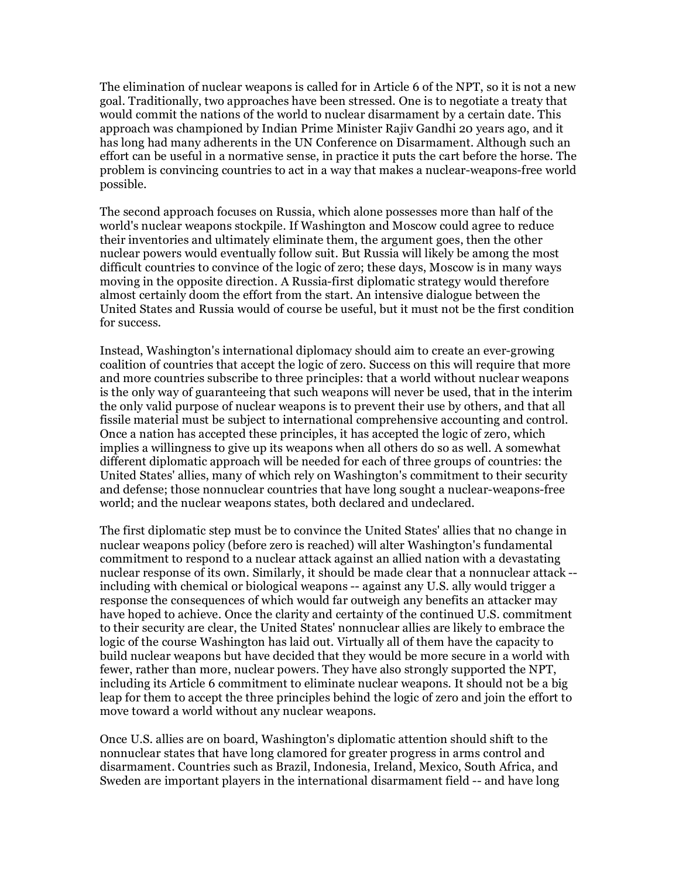The elimination of nuclear weapons is called for in Article 6 of the NPT, so it is not a new goal. Traditionally, two approaches have been stressed. One is to negotiate a treaty that would commit the nations of the world to nuclear disarmament by a certain date. This approach was championed by Indian Prime Minister Rajiv Gandhi 20 years ago, and it has long had many adherents in the UN Conference on Disarmament. Although such an effort can be useful in a normative sense, in practice it puts the cart before the horse. The problem is convincing countries to act in a way that makes a nuclear-weapons-free world possible.

The second approach focuses on Russia, which alone possesses more than half of the world's nuclear weapons stockpile. If Washington and Moscow could agree to reduce their inventories and ultimately eliminate them, the argument goes, then the other nuclear powers would eventually follow suit. But Russia will likely be among the most difficult countries to convince of the logic of zero; these days, Moscow is in many ways moving in the opposite direction. A Russia-first diplomatic strategy would therefore almost certainly doom the effort from the start. An intensive dialogue between the United States and Russia would of course be useful, but it must not be the first condition for success.

Instead, Washington's international diplomacy should aim to create an ever-growing coalition of countries that accept the logic of zero. Success on this will require that more and more countries subscribe to three principles: that a world without nuclear weapons is the only way of guaranteeing that such weapons will never be used, that in the interim the only valid purpose of nuclear weapons is to prevent their use by others, and that all fissile material must be subject to international comprehensive accounting and control. Once a nation has accepted these principles, it has accepted the logic of zero, which implies a willingness to give up its weapons when all others do so as well. A somewhat different diplomatic approach will be needed for each of three groups of countries: the United States' allies, many of which rely on Washington's commitment to their security and defense; those nonnuclear countries that have long sought a nuclear-weapons-free world; and the nuclear weapons states, both declared and undeclared.

The first diplomatic step must be to convince the United States' allies that no change in nuclear weapons policy (before zero is reached) will alter Washington's fundamental commitment to respond to a nuclear attack against an allied nation with a devastating nuclear response of its own. Similarly, it should be made clear that a nonnuclear attack -- including with chemical or biological weapons -- against any U.S. ally would trigger a response the consequences of which would far outweigh any benefits an attacker may have hoped to achieve. Once the clarity and certainty of the continued U.S. commitment to their security are clear, the United States' nonnuclear allies are likely to embrace the logic of the course Washington has laid out. Virtually all of them have the capacity to build nuclear weapons but have decided that they would be more secure in a world with fewer, rather than more, nuclear powers. They have also strongly supported the NPT, including its Article 6 commitment to eliminate nuclear weapons. It should not be a big leap for them to accept the three principles behind the logic of zero and join the effort to move toward a world without any nuclear weapons.

Once U.S. allies are on board, Washington's diplomatic attention should shift to the nonnuclear states that have long clamored for greater progress in arms control and disarmament. Countries such as Brazil, Indonesia, Ireland, Mexico, South Africa, and Sweden are important players in the international disarmament field -- and have long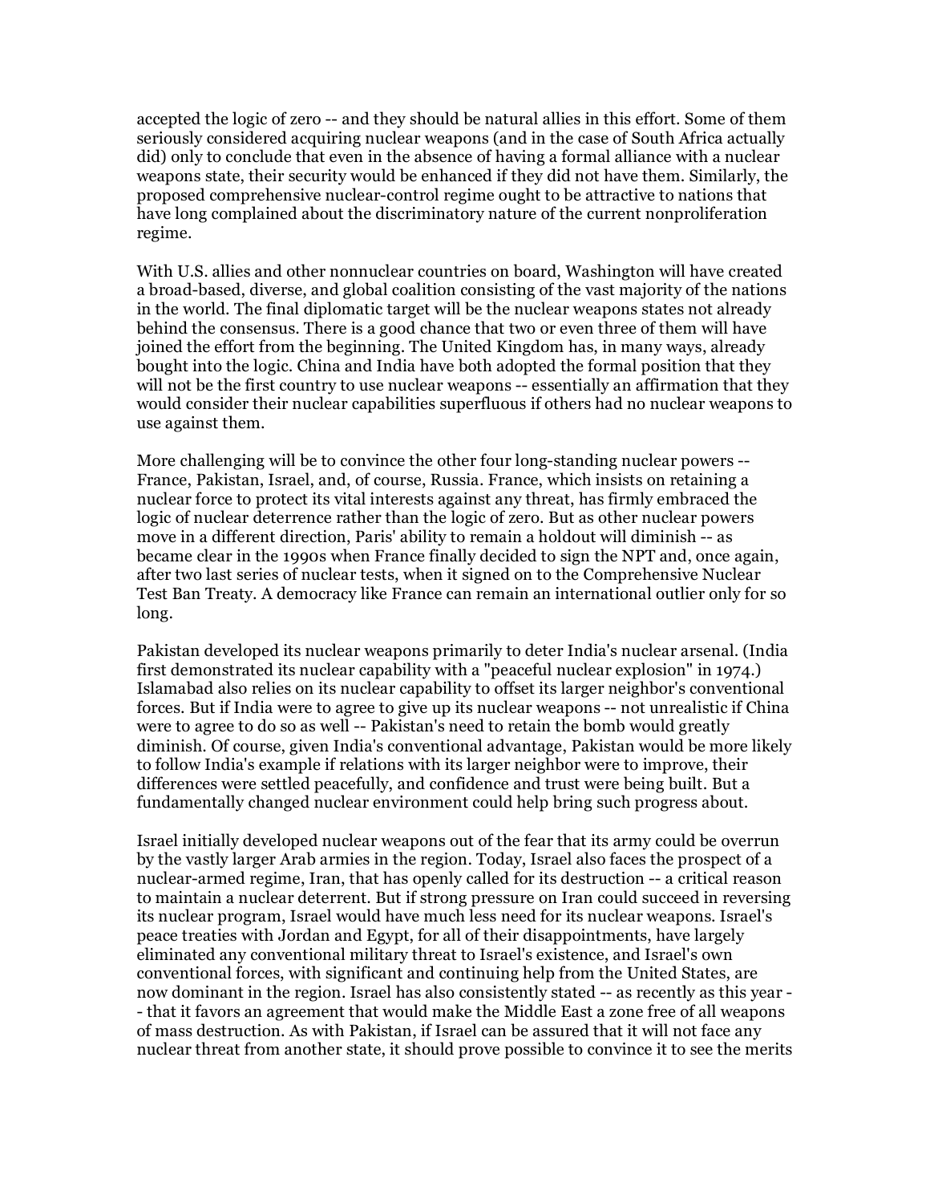accepted the logic of zero -- and they should be natural allies in this effort. Some of them seriously considered acquiring nuclear weapons (and in the case of South Africa actually did) only to conclude that even in the absence of having a formal alliance with a nuclear weapons state, their security would be enhanced if they did not have them. Similarly, the proposed comprehensive nuclear-control regime ought to be attractive to nations that have long complained about the discriminatory nature of the current nonproliferation regime.

With U.S. allies and other nonnuclear countries on board, Washington will have created a broad-based, diverse, and global coalition consisting of the vast majority of the nations in the world. The final diplomatic target will be the nuclear weapons states not already behind the consensus. There is a good chance that two or even three of them will have joined the effort from the beginning. The United Kingdom has, in many ways, already bought into the logic. China and India have both adopted the formal position that they will not be the first country to use nuclear weapons -- essentially an affirmation that they would consider their nuclear capabilities superfluous if others had no nuclear weapons to use against them.

More challenging will be to convince the other four long-standing nuclear powers -- France, Pakistan, Israel, and, of course, Russia. France, which insists on retaining a nuclear force to protect its vital interests against any threat, has firmly embraced the logic of nuclear deterrence rather than the logic of zero. But as other nuclear powers move in a different direction, Paris' ability to remain a holdout will diminish -- as became clear in the 1990s when France finally decided to sign the NPT and, once again, after two last series of nuclear tests, when it signed on to the Comprehensive Nuclear Test Ban Treaty. A democracy like France can remain an international outlier only for so long.

Pakistan developed its nuclear weapons primarily to deter India's nuclear arsenal. (India first demonstrated its nuclear capability with a "peaceful nuclear explosion" in 1974.) Islamabad also relies on its nuclear capability to offset its larger neighbor's conventional forces. But if India were to agree to give up its nuclear weapons -- not unrealistic if China were to agree to do so as well -- Pakistan's need to retain the bomb would greatly diminish. Of course, given India's conventional advantage, Pakistan would be more likely to follow India's example if relations with its larger neighbor were to improve, their differences were settled peacefully, and confidence and trust were being built. But a fundamentally changed nuclear environment could help bring such progress about.

Israel initially developed nuclear weapons out of the fear that its army could be overrun by the vastly larger Arab armies in the region. Today, Israel also faces the prospect of a nuclear-armed regime, Iran, that has openly called for its destruction -- a critical reason to maintain a nuclear deterrent. But if strong pressure on Iran could succeed in reversing its nuclear program, Israel would have much less need for its nuclear weapons. Israel's peace treaties with Jordan and Egypt, for all of their disappointments, have largely eliminated any conventional military threat to Israel's existence, and Israel's own conventional forces, with significant and continuing help from the United States, are now dominant in the region. Israel has also consistently stated -- as recently as this year -- that it favors an agreement that would make the Middle East a zone free of all weapons of mass destruction. As with Pakistan, if Israel can be assured that it will not face any nuclear threat from another state, it should prove possible to convince it to see the merits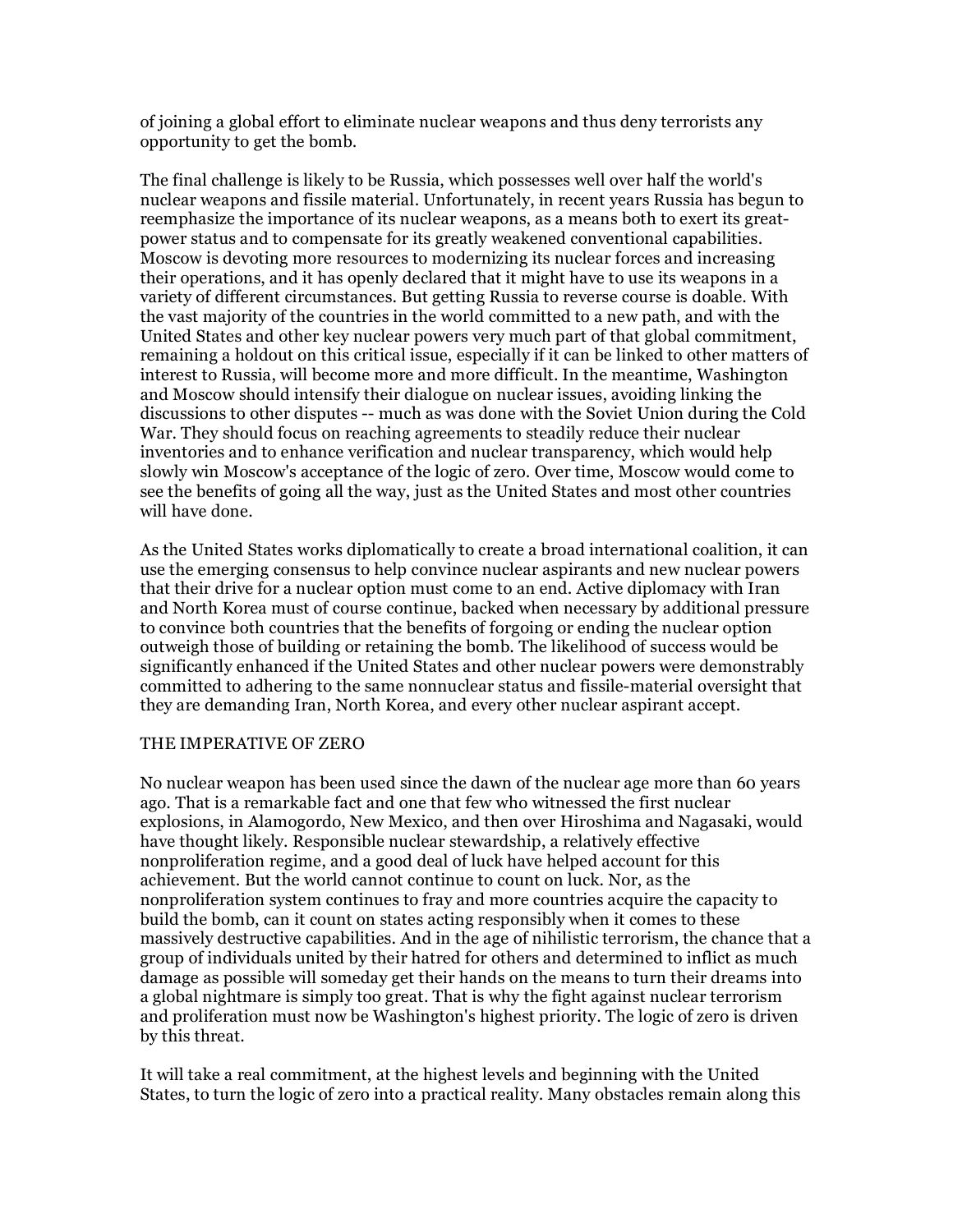of joining a global effort to eliminate nuclear weapons and thus deny terrorists any opportunity to get the bomb.

The final challenge is likely to be Russia, which possesses well over half the world's nuclear weapons and fissile material. Unfortunately, in recent years Russia has begun to reemphasize the importance of its nuclear weapons, as a means both to exert its great-power status and to compensate for its greatly weakened conventional capabilities. Moscow is devoting more resources to modernizing its nuclear forces and increasing their operations, and it has openly declared that it might have to use its weapons in a variety of different circumstances. But getting Russia to reverse course is doable. With the vast majority of the countries in the world committed to a new path, and with the United States and other key nuclear powers very much part of that global commitment, remaining a holdout on this critical issue, especially if it can be linked to other matters of interest to Russia, will become more and more difficult. In the meantime, Washington and Moscow should intensify their dialogue on nuclear issues, avoiding linking the discussions to other disputes -- much as was done with the Soviet Union during the Cold War. They should focus on reaching agreements to steadily reduce their nuclear inventories and to enhance verification and nuclear transparency, which would help slowly win Moscow's acceptance of the logic of zero. Over time, Moscow would come to see the benefits of going all the way, just as the United States and most other countries will have done.

As the United States works diplomatically to create a broad international coalition, it can use the emerging consensus to help convince nuclear aspirants and new nuclear powers that their drive for a nuclear option must come to an end. Active diplomacy with Iran and North Korea must of course continue, backed when necessary by additional pressure to convince both countries that the benefits of forgoing or ending the nuclear option outweigh those of building or retaining the bomb. The likelihood of success would be significantly enhanced if the United States and other nuclear powers were demonstrably committed to adhering to the same nonnuclear status and fissile-material oversight that they are demanding Iran, North Korea, and every other nuclear aspirant accept.

## THE IMPERATIVE OF ZERO

No nuclear weapon has been used since the dawn of the nuclear age more than 60 years ago. That is a remarkable fact and one that few who witnessed the first nuclear explosions, in Alamogordo, New Mexico, and then over Hiroshima and Nagasaki, would have thought likely. Responsible nuclear stewardship, a relatively effective nonproliferation regime, and a good deal of luck have helped account for this achievement. But the world cannot continue to count on luck. Nor, as the nonproliferation system continues to fray and more countries acquire the capacity to build the bomb, can it count on states acting responsibly when it comes to these massively destructive capabilities. And in the age of nihilistic terrorism, the chance that a group of individuals united by their hatred for others and determined to inflict as much damage as possible will someday get their hands on the means to turn their dreams into a global nightmare is simply too great. That is why the fight against nuclear terrorism and proliferation must now be Washington's highest priority. The logic of zero is driven by this threat.

It will take a real commitment, at the highest levels and beginning with the United States, to turn the logic of zero into a practical reality. Many obstacles remain along this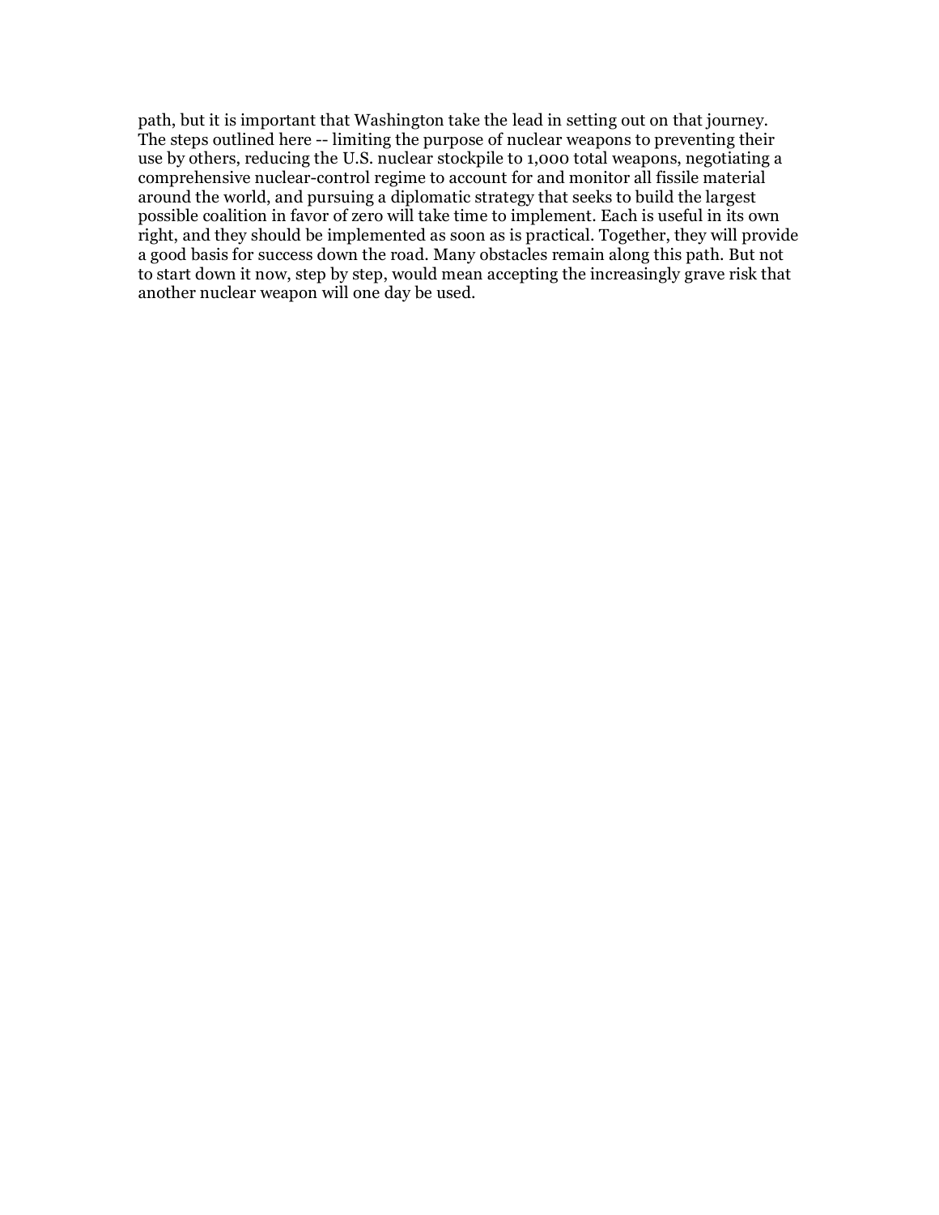path, but it is important that Washington take the lead in setting out on that journey. The steps outlined here -- limiting the purpose of nuclear weapons to preventing their use by others, reducing the U.S. nuclear stockpile to 1,000 total weapons, negotiating a comprehensive nuclear-control regime to account for and monitor all fissile material around the world, and pursuing a diplomatic strategy that seeks to build the largest possible coalition in favor of zero will take time to implement. Each is useful in its own right, and they should be implemented as soon as is practical. Together, they will provide a good basis for success down the road. Many obstacles remain along this path. But not to start down it now, step by step, would mean accepting the increasingly grave risk that another nuclear weapon will one day be used.